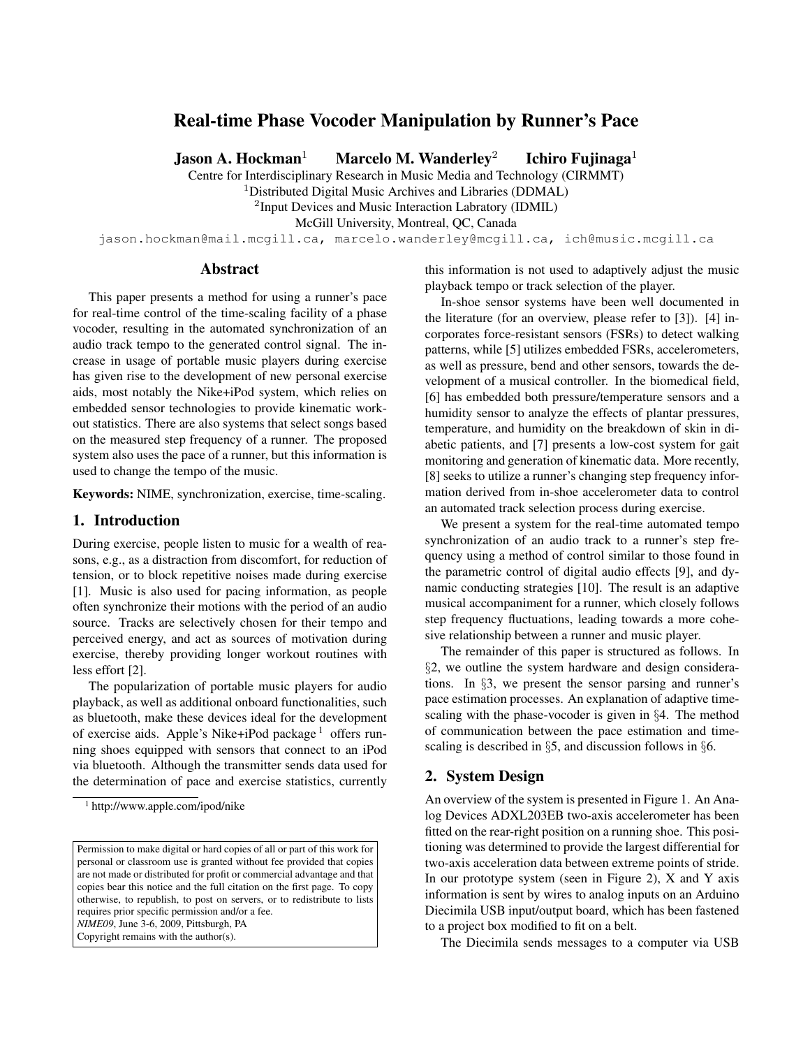# Real-time Phase Vocoder Manipulation by Runner's Pace

**Jason A. Hockman**[1] **Marcelo M. Wanderley**[2] **Ichiro Fujinaga**[1]

Centre for Interdisciplinary Research in Music Media and Technology (CIRMMT)
[1]Distributed Digital Music Archives and Libraries (DDMAL)
[2]Input Devices and Music Interaction Labratory (IDMIL)
McGill University, Montreal, QC, Canada
jason.hockman@mail.mcgill.ca, marcelo.wanderley@mcgill.ca, ich@music.mcgill.ca

## Abstract

This paper presents a method for using a runner's pace for real-time control of the time-scaling facility of a phase vocoder, resulting in the automated synchronization of an audio track tempo to the generated control signal. The increase in usage of portable music players during exercise has given rise to the development of new personal exercise aids, most notably the Nike+iPod system, which relies on embedded sensor technologies to provide kinematic workout statistics. There are also systems that select songs based on the measured step frequency of a runner. The proposed system also uses the pace of a runner, but this information is used to change the tempo of the music.

**Keywords:** NIME, synchronization, exercise, time-scaling.

## 1. Introduction

During exercise, people listen to music for a wealth of reasons, e.g., as a distraction from discomfort, for reduction of tension, or to block repetitive noises made during exercise [1]. Music is also used for pacing information, as people often synchronize their motions with the period of an audio source. Tracks are selectively chosen for their tempo and perceived energy, and act as sources of motivation during exercise, thereby providing longer workout routines with less effort [2].

The popularization of portable music players for audio playback, as well as additional onboard functionalities, such as bluetooth, make these devices ideal for the development of exercise aids. Apple's Nike+iPod package [1] offers running shoes equipped with sensors that connect to an iPod via bluetooth. Although the transmitter sends data used for the determination of pace and exercise statistics, currently this information is not used to adaptively adjust the music playback tempo or track selection of the player.

In-shoe sensor systems have been well documented in the literature (for an overview, please refer to [3]). [4] incorporates force-resistant sensors (FSRs) to detect walking patterns, while [5] utilizes embedded FSRs, accelerometers, as well as pressure, bend and other sensors, towards the development of a musical controller. In the biomedical field, [6] has embedded both pressure/temperature sensors and a humidity sensor to analyze the effects of plantar pressures, temperature, and humidity on the breakdown of skin in diabetic patients, and [7] presents a low-cost system for gait monitoring and generation of kinematic data. More recently, [8] seeks to utilize a runner's changing step frequency information derived from in-shoe accelerometer data to control an automated track selection process during exercise.

We present a system for the real-time automated tempo synchronization of an audio track to a runner's step frequency using a method of control similar to those found in the parametric control of digital audio effects [9], and dynamic conducting strategies [10]. The result is an adaptive musical accompaniment for a runner, which closely follows step frequency fluctuations, leading towards a more cohesive relationship between a runner and music player.

The remainder of this paper is structured as follows. In §2, we outline the system hardware and design considerations. In §3, we present the sensor parsing and runner's pace estimation processes. An explanation of adaptive time-scaling with the phase-vocoder is given in §4. The method of communication between the pace estimation and time-scaling is described in §5, and discussion follows in §6.

## 2. System Design

An overview of the system is presented in Figure 1. An Analog Devices ADXL203EB two-axis accelerometer has been fitted on the rear-right position on a running shoe. This positioning was determined to provide the largest differential for two-axis acceleration data between extreme points of stride. In our prototype system (seen in Figure 2), X and Y axis information is sent by wires to analog inputs on an Arduino Diecimila USB input/output board, which has been fastened to a project box modified to fit on a belt.

The Diecimila sends messages to a computer via USB

[1] http://www.apple.com/ipod/nike

Permission to make digital or hard copies of all or part of this work for personal or classroom use is granted without fee provided that copies are not made or distributed for profit or commercial advantage and that copies bear this notice and the full citation on the first page. To copy otherwise, to republish, to post on servers, or to redistribute to lists requires prior specific permission and/or a fee.
*NIME09*, June 3-6, 2009, Pittsburgh, PA
Copyright remains with the author(s).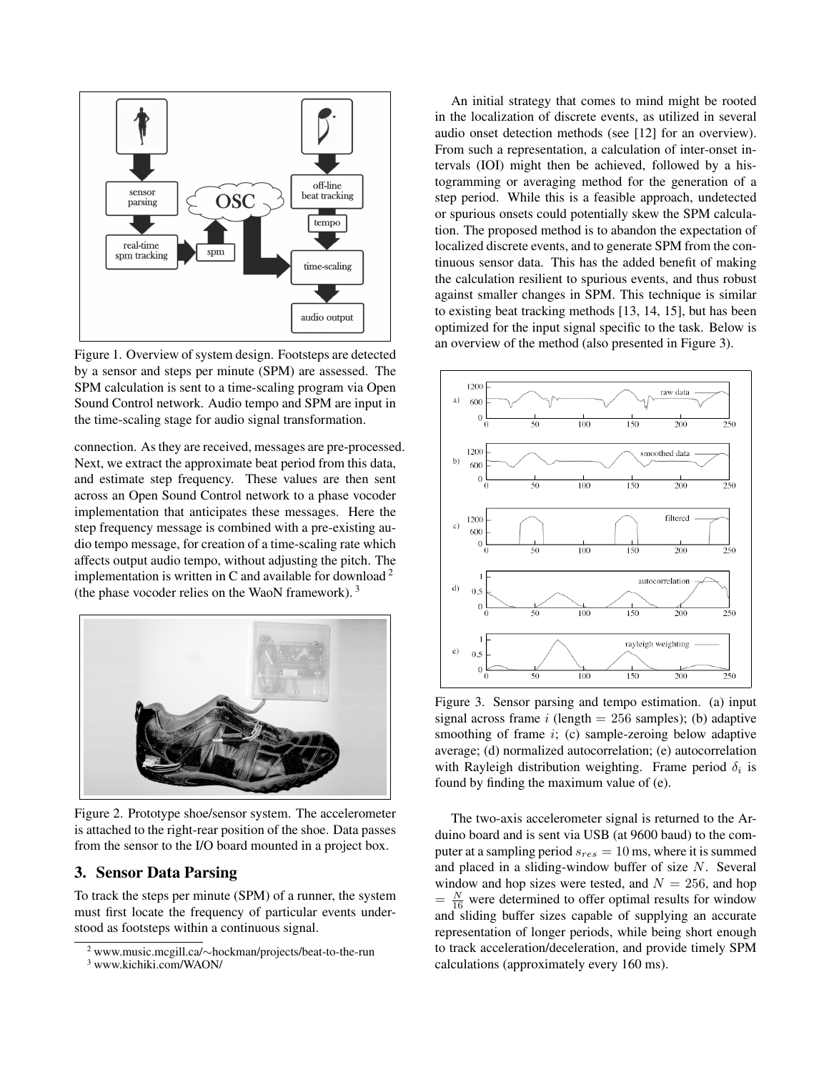Figure 1. Overview of system design. Footsteps are detected by a sensor and steps per minute (SPM) are assessed. The SPM calculation is sent to a time-scaling program via Open Sound Control network. Audio tempo and SPM are input in the time-scaling stage for audio signal transformation.

connection. As they are received, messages are pre-processed. Next, we extract the approximate beat period from this data, and estimate step frequency. These values are then sent across an Open Sound Control network to a phase vocoder implementation that anticipates these messages. Here the step frequency message is combined with a pre-existing audio tempo message, for creation of a time-scaling rate which affects output audio tempo, without adjusting the pitch. The implementation is written in C and available for download [2] (the phase vocoder relies on the WaoN framework). [3]

Figure 2. Prototype shoe/sensor system. The accelerometer is attached to the right-rear position of the shoe. Data passes from the sensor to the I/O board mounted in a project box.

## 3. Sensor Data Parsing

To track the steps per minute (SPM) of a runner, the system must first locate the frequency of particular events understood as footsteps within a continuous signal.

An initial strategy that comes to mind might be rooted in the localization of discrete events, as utilized in several audio onset detection methods (see [12] for an overview). From such a representation, a calculation of inter-onset intervals (IOI) might then be achieved, followed by a histogramming or averaging method for the generation of a step period. While this is a feasible approach, undetected or spurious onsets could potentially skew the SPM calculation. The proposed method is to abandon the expectation of localized discrete events, and to generate SPM from the continuous sensor data. This has the added benefit of making the calculation resilient to spurious events, and thus robust against smaller changes in SPM. This technique is similar to existing beat tracking methods [13, 14, 15], but has been optimized for the input signal specific to the task. Below is an overview of the method (also presented in Figure 3).

Figure 3. Sensor parsing and tempo estimation. (a) input signal across frame $i$ (length $= 256$ samples); (b) adaptive smoothing of frame $i$; (c) sample-zeroing below adaptive average; (d) normalized autocorrelation; (e) autocorrelation with Rayleigh distribution weighting. Frame period $\delta_i$ is found by finding the maximum value of (e).

The two-axis accelerometer signal is returned to the Arduino board and is sent via USB (at 9600 baud) to the computer at a sampling period $s_{res} = 10$ ms, where it is summed and placed in a sliding-window buffer of size $N$. Several window and hop sizes were tested, and $N = 256$, and hop $= \frac{N}{16}$ were determined to offer optimal results for window and sliding buffer sizes capable of supplying an accurate representation of longer periods, while being short enough to track acceleration/deceleration, and provide timely SPM calculations (approximately every 160 ms).

[2] www.music.mcgill.ca/∼hockman/projects/beat-to-the-run

[3] www.kichiki.com/WAON/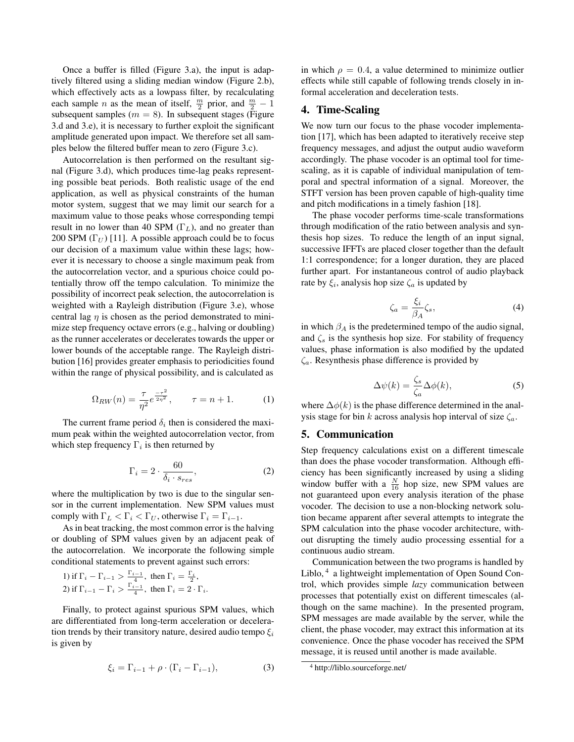Once a buffer is filled (Figure 3.a), the input is adaptively filtered using a sliding median window (Figure 2.b), which effectively acts as a lowpass filter, by recalculating each sample $n$ as the mean of itself, $\frac{m}{2}$ prior, and $\frac{m}{2} - 1$ subsequent samples ($m = 8$). In subsequent stages (Figure 3.d and 3.e), it is necessary to further exploit the significant amplitude generated upon impact. We therefore set all samples below the filtered buffer mean to zero (Figure 3.c).

Autocorrelation is then performed on the resultant signal (Figure 3.d), which produces time-lag peaks representing possible beat periods. Both realistic usage of the end application, as well as physical constraints of the human motor system, suggest that we may limit our search for a maximum value to those peaks whose corresponding tempi result in no lower than 40 SPM ($\Gamma_L$), and no greater than 200 SPM ($\Gamma_U$) [11]. A possible approach could be to focus our decision of a maximum value within these lags; however it is necessary to choose a single maximum peak from the autocorrelation vector, and a spurious choice could potentially throw off the tempo calculation. To minimize the possibility of incorrect peak selection, the autocorrelation is weighted with a Rayleigh distribution (Figure 3.e), whose central lag $\eta$ is chosen as the period demonstrated to minimize step frequency octave errors (e.g., halving or doubling) as the runner accelerates or decelerates towards the upper or lower bounds of the acceptable range. The Rayleigh distribution [16] provides greater emphasis to periodicities found within the range of physical possibility, and is calculated as

$$\Omega_{RW}(n) = \frac{\tau}{\eta^2} e^{\frac{-\tau^2}{2\eta^2}}, \qquad \tau = n + 1. \tag{1}$$

The current frame period $\delta_i$ then is considered the maximum peak within the weighted autocorrelation vector, from which step frequency $\Gamma_i$ is then returned by

$$\Gamma_i = 2 \cdot \frac{60}{\delta_i \cdot s_{res}}, \tag{2}$$

where the multiplication by two is due to the singular sensor in the current implementation. New SPM values must comply with $\Gamma_L < \Gamma_i < \Gamma_U$, otherwise $\Gamma_i = \Gamma_{i-1}$.

As in beat tracking, the most common error is the halving or doubling of SPM values given by an adjacent peak of the autocorrelation. We incorporate the following simple conditional statements to prevent against such errors:

1) if $\Gamma_i - \Gamma_{i-1} > \frac{\Gamma_{i-1}}{4}$, then $\Gamma_i = \frac{\Gamma_i}{2}$,
2) if $\Gamma_{i-1} - \Gamma_i > \frac{\Gamma_{i-1}}{4}$, then $\Gamma_i = 2 \cdot \Gamma_i$.

Finally, to protect against spurious SPM values, which are differentiated from long-term acceleration or deceleration trends by their transitory nature, desired audio tempo $\xi_i$ is given by

$$\xi_i = \Gamma_{i-1} + \rho \cdot (\Gamma_i - \Gamma_{i-1}), \tag{3}$$

in which $\rho = 0.4$, a value determined to minimize outlier effects while still capable of following trends closely in informal acceleration and deceleration tests.

## 4. Time-Scaling

We now turn our focus to the phase vocoder implementation [17], which has been adapted to iteratively receive step frequency messages, and adjust the output audio waveform accordingly. The phase vocoder is an optimal tool for time-scaling, as it is capable of individual manipulation of temporal and spectral information of a signal. Moreover, the STFT version has been proven capable of high-quality time and pitch modifications in a timely fashion [18].

The phase vocoder performs time-scale transformations through modification of the ratio between analysis and synthesis hop sizes. To reduce the length of an input signal, successive IFFTs are placed closer together than the default 1:1 correspondence; for a longer duration, they are placed further apart. For instantaneous control of audio playback rate by $\xi_i$, analysis hop size $\zeta_a$ is updated by

$$\zeta_a = \frac{\xi_i}{\beta_A} \zeta_s, \tag{4}$$

in which $\beta_A$ is the predetermined tempo of the audio signal, and $\zeta_s$ is the synthesis hop size. For stability of frequency values, phase information is also modified by the updated $\zeta_a$. Resynthesis phase difference is provided by

$$\Delta\psi(k) = \frac{\zeta_s}{\zeta_a} \Delta\phi(k), \tag{5}$$

where $\Delta\phi(k)$ is the phase difference determined in the analysis stage for bin $k$ across analysis hop interval of size $\zeta_a$.

## 5. Communication

Step frequency calculations exist on a different timescale than does the phase vocoder transformation. Although efficiency has been significantly increased by using a sliding window buffer with a $\frac{N}{16}$ hop size, new SPM values are not guaranteed upon every analysis iteration of the phase vocoder. The decision to use a non-blocking network solution became apparent after several attempts to integrate the SPM calculation into the phase vocoder architecture, without disrupting the timely audio processing essential for a continuous audio stream.

Communication between the two programs is handled by Liblo, [4] a lightweight implementation of Open Sound Control, which provides simple *lazy* communication between processes that potentially exist on different timescales (although on the same machine). In the presented program, SPM messages are made available by the server, while the client, the phase vocoder, may extract this information at its convenience. Once the phase vocoder has received the SPM message, it is reused until another is made available.

[4] http://liblo.sourceforge.net/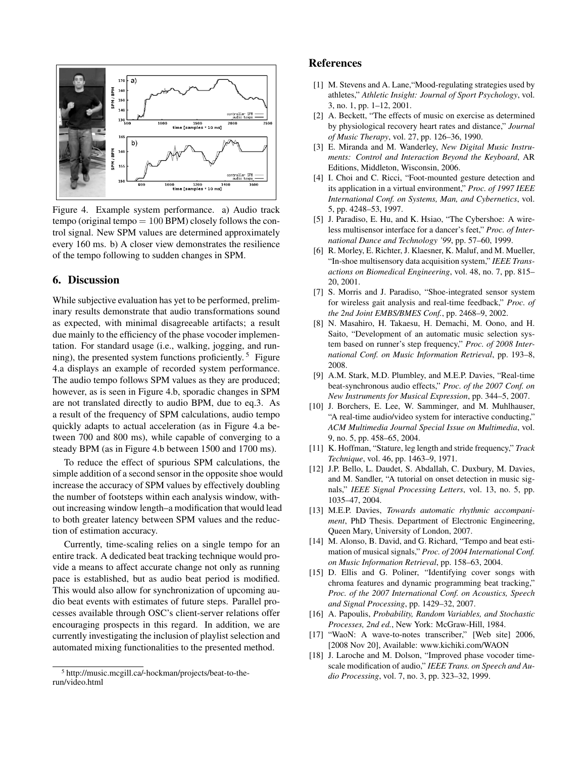170 a)

160

150

140

130

SPM / BPM

500 1000 1500 2000 2500

time [samples * 10 ms]

controller SPM

audio tempo

165 b)

160

155

150

SPM / BPM

800 1000 1200 1400 1600

time [samples * 10 ms]

controller SPM

audio tempo

Figure 4. Example system performance. a) Audio track tempo (original tempo = 100 BPM) closely follows the control signal. New SPM values are determined approximately every 160 ms. b) A closer view demonstrates the resilience of the tempo following to sudden changes in SPM.

## 6. Discussion

While subjective evaluation has yet to be performed, preliminary results demonstrate that audio transformations sound as expected, with minimal disagreeable artifacts; a result due mainly to the efficiency of the phase vocoder implementation. For standard usage (i.e., walking, jogging, and running), the presented system functions proficiently.[5] Figure 4.a displays an example of recorded system performance. The audio tempo follows SPM values as they are produced; however, as is seen in Figure 4.b, sporadic changes in SPM are not translated directly to audio BPM, due to eq.3. As a result of the frequency of SPM calculations, audio tempo quickly adapts to actual acceleration (as in Figure 4.a between 700 and 800 ms), while capable of converging to a steady BPM (as in Figure 4.b between 1500 and 1700 ms).

To reduce the effect of spurious SPM calculations, the simple addition of a second sensor in the opposite shoe would increase the accuracy of SPM values by effectively doubling the number of footsteps within each analysis window, without increasing window length–a modification that would lead to both greater latency between SPM values and the reduction of estimation accuracy.

Currently, time-scaling relies on a single tempo for an entire track. A dedicated beat tracking technique would provide a means to affect accurate change not only as running pace is established, but as audio beat period is modified. This would also allow for synchronization of upcoming audio beat events with estimates of future steps. Parallel processes available through OSC's client-server relations offer encouraging prospects in this regard. In addition, we are currently investigating the inclusion of playlist selection and automated mixing functionalities to the presented method.

[5] http://music.mcgill.ca/~hockman/projects/beat-to-the-run/video.html

## References

[1] M. Stevens and A. Lane,"Mood-regulating strategies used by athletes," *Athletic Insight: Journal of Sport Psychology*, vol. 3, no. 1, pp. 1–12, 2001.

[2] A. Beckett, "The effects of music on exercise as determined by physiological recovery heart rates and distance," *Journal of Music Therapy*, vol. 27, pp. 126–36, 1990.

[3] E. Miranda and M. Wanderley, *New Digital Music Instruments: Control and Interaction Beyond the Keyboard*, AR Editions, Middleton, Wisconsin, 2006.

[4] I. Choi and C. Ricci, "Foot-mounted gesture detection and its application in a virtual environment," *Proc. of 1997 IEEE International Conf. on Systems, Man, and Cybernetics*, vol. 5, pp. 4248–53, 1997.

[5] J. Paradiso, E. Hu, and K. Hsiao, "The Cybershoe: A wireless multisensor interface for a dancer's feet," *Proc. of International Dance and Technology '99*, pp. 57–60, 1999.

[6] R. Morley, E. Richter, J. Klaesner, K. Maluf, and M. Mueller, "In-shoe multisensory data acquisition system," *IEEE Transactions on Biomedical Engineering*, vol. 48, no. 7, pp. 815–20, 2001.

[7] S. Morris and J. Paradiso, "Shoe-integrated sensor system for wireless gait analysis and real-time feedback," *Proc. of the 2nd Joint EMBS/BMES Conf.*, pp. 2468–9, 2002.

[8] N. Masahiro, H. Takaesu, H. Demachi, M. Oono, and H. Saito, "Development of an automatic music selection system based on runner's step frequency," *Proc. of 2008 International Conf. on Music Information Retrieval*, pp. 193–8, 2008.

[9] A.M. Stark, M.D. Plumbley, and M.E.P. Davies, "Real-time beat-synchronous audio effects," *Proc. of the 2007 Conf. on New Instruments for Musical Expression*, pp. 344–5, 2007.

[10] J. Borchers, E. Lee, W. Samminger, and M. Muhlhauser, "A real-time audio/video system for interactive conducting," *ACM Multimedia Journal Special Issue on Multimedia*, vol. 9, no. 5, pp. 458–65, 2004.

[11] K. Hoffman, "Stature, leg length and stride frequency," *Track Technique*, vol. 46, pp. 1463–9, 1971.

[12] J.P. Bello, L. Daudet, S. Abdallah, C. Duxbury, M. Davies, and M. Sandler, "A tutorial on onset detection in music signals," *IEEE Signal Processing Letters*, vol. 13, no. 5, pp. 1035–47, 2004.

[13] M.E.P. Davies, *Towards automatic rhythmic accompaniment*, PhD Thesis. Department of Electronic Engineering, Queen Mary, University of London, 2007.

[14] M. Alonso, B. David, and G. Richard, "Tempo and beat estimation of musical signals," *Proc. of 2004 International Conf. on Music Information Retrieval*, pp. 158–63, 2004.

[15] D. Ellis and G. Poliner, "Identifying cover songs with chroma features and dynamic programming beat tracking," *Proc. of the 2007 International Conf. on Acoustics, Speech and Signal Processing*, pp. 1429–32, 2007.

[16] A. Papoulis, *Probability, Random Variables, and Stochastic Processes, 2nd ed.*, New York: McGraw-Hill, 1984.

[17] "WaoN: A wave-to-notes transcriber," [Web site] 2006, [2008 Nov 20], Available: www.kichiki.com/WAON

[18] J. Laroche and M. Dolson, "Improved phase vocoder time-scale modification of audio," *IEEE Trans. on Speech and Audio Processing*, vol. 7, no. 3, pp. 323–32, 1999.